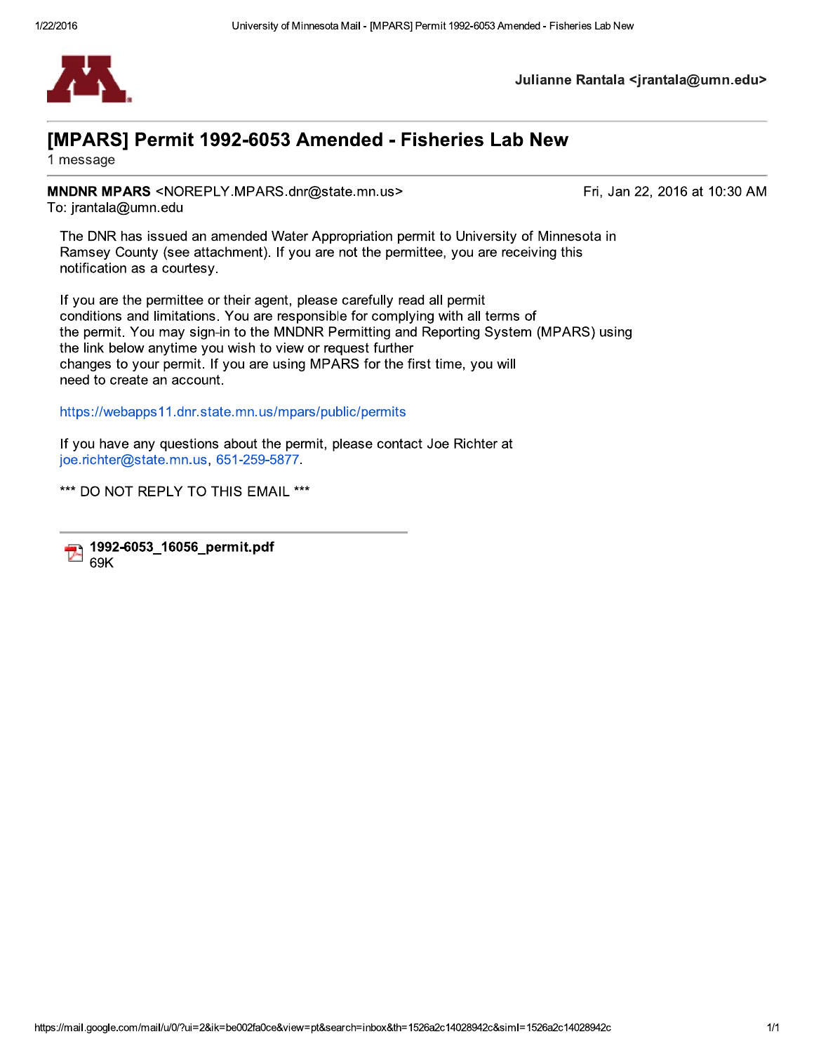Julianne Rantala <jrantala@umn.edu>

# [MPARS] Permit 1992-6053 Amended - Fisheries Lab New

1 message

**MNDNR MPARS** <NOREPLY.MPARS.dnr@state.mn.us>  Fri, Jan 22, 2016 at 10:30 AM
To: jrantala@umn.edu

The DNR has issued an amended Water Appropriation permit to University of Minnesota in Ramsey County (see attachment). If you are not the permittee, you are receiving this notification as a courtesy.

If you are the permittee or their agent, please carefully read all permit conditions and limitations. You are responsible for complying with all terms of the permit. You may sign-in to the MNDNR Permitting and Reporting System (MPARS) using the link below anytime you wish to view or request further changes to your permit. If you are using MPARS for the first time, you will need to create an account.

https://webapps11.dnr.state.mn.us/mpars/public/permits

If you have any questions about the permit, please contact Joe Richter at joe.richter@state.mn.us, 651-259-5877.

*** DO NOT REPLY TO THIS EMAIL ***

---

**1992-6053_16056_permit.pdf**
69K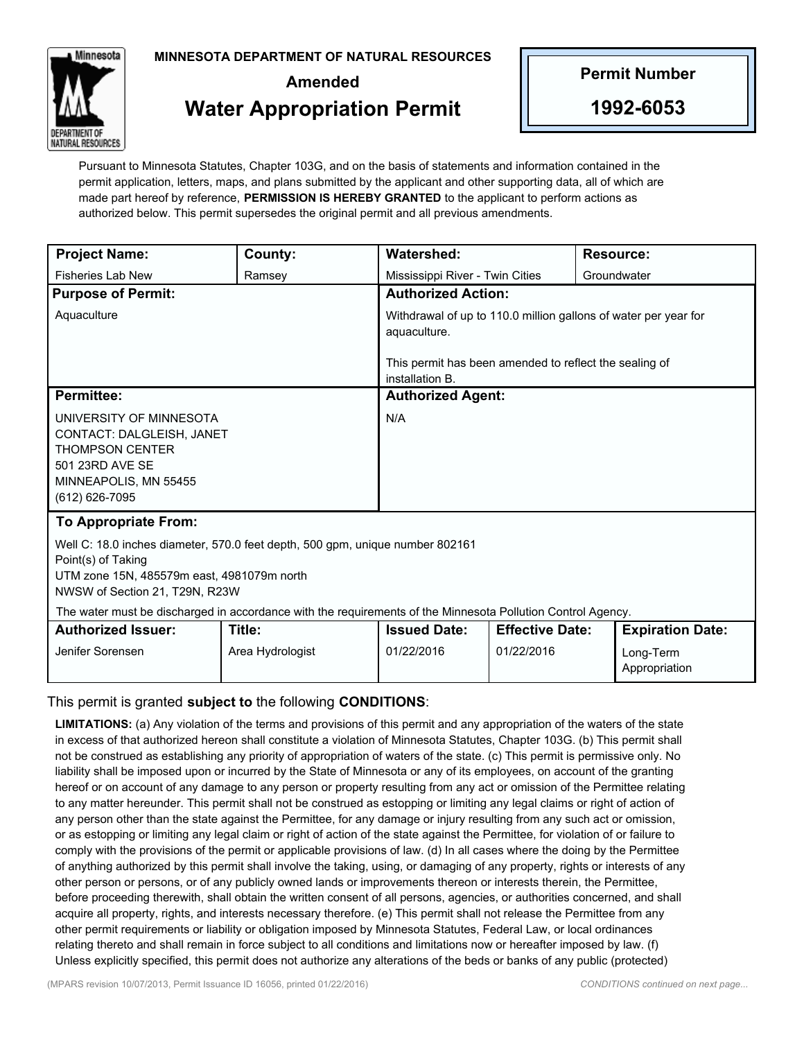**MINNESOTA DEPARTMENT OF NATURAL RESOURCES**

**Amended**

# Water Appropriation Permit

| Permit Number |
|---|
| **1992-6053** |

Pursuant to Minnesota Statutes, Chapter 103G, and on the basis of statements and information contained in the permit application, letters, maps, and plans submitted by the applicant and other supporting data, all of which are made part hereof by reference, **PERMISSION IS HEREBY GRANTED** to the applicant to perform actions as authorized below. This permit supersedes the original permit and all previous amendments.

| **Project Name:** | **County:** | **Watershed:** | **Resource:** |
|---|---|---|---|
| Fisheries Lab New | Ramsey | Mississippi River - Twin Cities | Groundwater |

| **Purpose of Permit:** | **Authorized Action:** |
|---|---|
| Aquaculture | Withdrawal of up to 110.0 million gallons of water per year for aquaculture.<br><br>This permit has been amended to reflect the sealing of installation B. |

| **Permittee:** | **Authorized Agent:** |
|---|---|
| UNIVERSITY OF MINNESOTA<br>CONTACT: DALGLEISH, JANET<br>THOMPSON CENTER<br>501 23RD AVE SE<br>MINNEAPOLIS, MN 55455<br>(612) 626-7095 | N/A |

**To Appropriate From:**

Well C: 18.0 inches diameter, 570.0 feet depth, 500 gpm, unique number 802161
Point(s) of Taking
UTM zone 15N, 485579m east, 4981079m north
NWSW of Section 21, T29N, R23W

The water must be discharged in accordance with the requirements of the Minnesota Pollution Control Agency.

| **Authorized Issuer:** | **Title:** | **Issued Date:** | **Effective Date:** | **Expiration Date:** |
|---|---|---|---|---|
| Jenifer Sorensen | Area Hydrologist | 01/22/2016 | 01/22/2016 | Long-Term Appropriation |

This permit is granted **subject to** the following **CONDITIONS**:

**LIMITATIONS:** (a) Any violation of the terms and provisions of this permit and any appropriation of the waters of the state in excess of that authorized hereon shall constitute a violation of Minnesota Statutes, Chapter 103G. (b) This permit shall not be construed as establishing any priority of appropriation of waters of the state. (c) This permit is permissive only. No liability shall be imposed upon or incurred by the State of Minnesota or any of its employees, on account of the granting hereof or on account of any damage to any person or property resulting from any act or omission of the Permittee relating to any matter hereunder. This permit shall not be construed as estopping or limiting any legal claims or right of action of any person other than the state against the Permittee, for any damage or injury resulting from any such act or omission, or as estopping or limiting any legal claim or right of action of the state against the Permittee, for violation of or failure to comply with the provisions of the permit or applicable provisions of law. (d) In all cases where the doing by the Permittee of anything authorized by this permit shall involve the taking, using, or damaging of any property, rights or interests of any other person or persons, or of any publicly owned lands or improvements thereon or interests therein, the Permittee, before proceeding therewith, shall obtain the written consent of all persons, agencies, or authorities concerned, and shall acquire all property, rights, and interests necessary therefore. (e) This permit shall not release the Permittee from any other permit requirements or liability or obligation imposed by Minnesota Statutes, Federal Law, or local ordinances relating thereto and shall remain in force subject to all conditions and limitations now or hereafter imposed by law. (f) Unless explicitly specified, this permit does not authorize any alterations of the beds or banks of any public (protected)

(MPARS revision 10/07/2013, Permit Issuance ID 16056, printed 01/22/2016)

*CONDITIONS continued on next page...*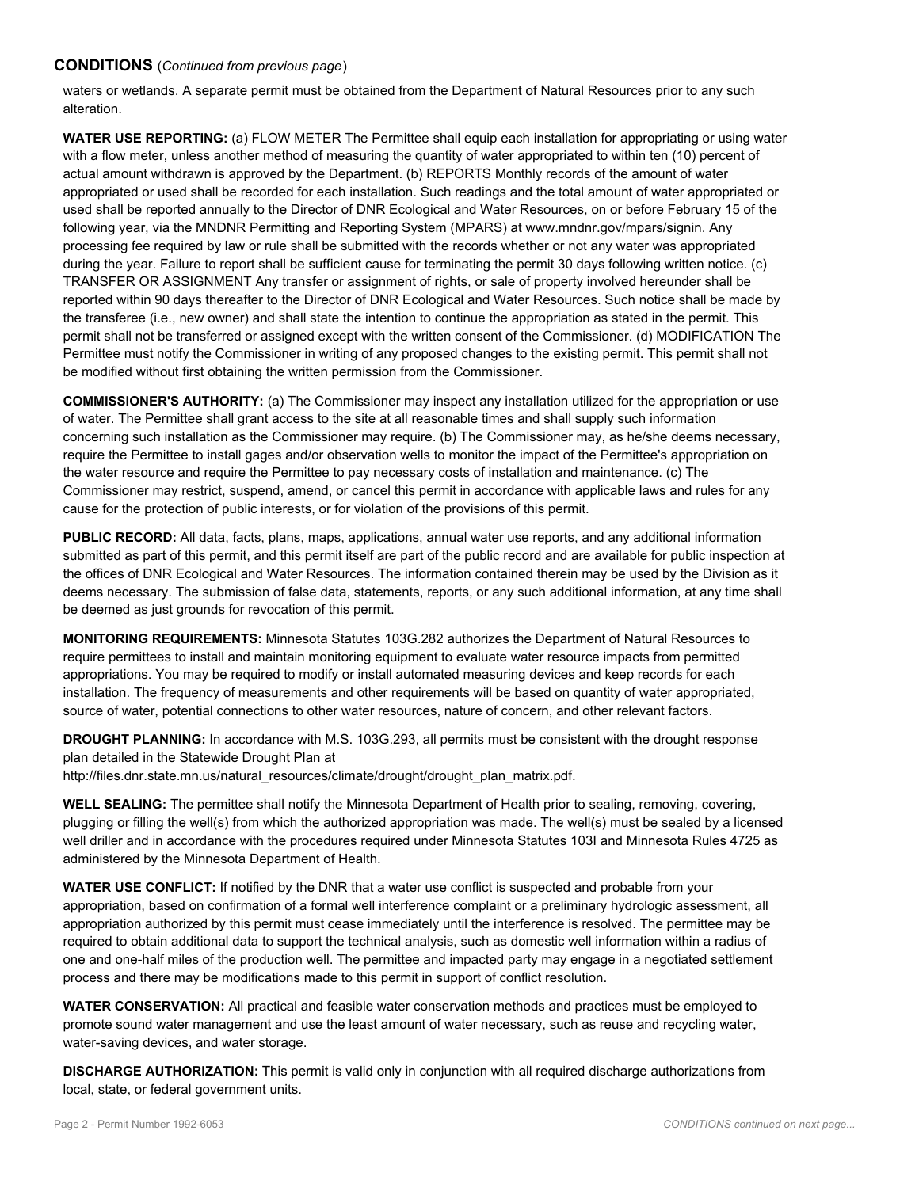## CONDITIONS (*Continued from previous page*)

waters or wetlands. A separate permit must be obtained from the Department of Natural Resources prior to any such alteration.

**WATER USE REPORTING:** (a) FLOW METER The Permittee shall equip each installation for appropriating or using water with a flow meter, unless another method of measuring the quantity of water appropriated to within ten (10) percent of actual amount withdrawn is approved by the Department. (b) REPORTS Monthly records of the amount of water appropriated or used shall be recorded for each installation. Such readings and the total amount of water appropriated or used shall be reported annually to the Director of DNR Ecological and Water Resources, on or before February 15 of the following year, via the MNDNR Permitting and Reporting System (MPARS) at www.mndnr.gov/mpars/signin. Any processing fee required by law or rule shall be submitted with the records whether or not any water was appropriated during the year. Failure to report shall be sufficient cause for terminating the permit 30 days following written notice. (c) TRANSFER OR ASSIGNMENT Any transfer or assignment of rights, or sale of property involved hereunder shall be reported within 90 days thereafter to the Director of DNR Ecological and Water Resources. Such notice shall be made by the transferee (i.e., new owner) and shall state the intention to continue the appropriation as stated in the permit. This permit shall not be transferred or assigned except with the written consent of the Commissioner. (d) MODIFICATION The Permittee must notify the Commissioner in writing of any proposed changes to the existing permit. This permit shall not be modified without first obtaining the written permission from the Commissioner.

**COMMISSIONER'S AUTHORITY:** (a) The Commissioner may inspect any installation utilized for the appropriation or use of water. The Permittee shall grant access to the site at all reasonable times and shall supply such information concerning such installation as the Commissioner may require. (b) The Commissioner may, as he/she deems necessary, require the Permittee to install gages and/or observation wells to monitor the impact of the Permittee's appropriation on the water resource and require the Permittee to pay necessary costs of installation and maintenance. (c) The Commissioner may restrict, suspend, amend, or cancel this permit in accordance with applicable laws and rules for any cause for the protection of public interests, or for violation of the provisions of this permit.

**PUBLIC RECORD:** All data, facts, plans, maps, applications, annual water use reports, and any additional information submitted as part of this permit, and this permit itself are part of the public record and are available for public inspection at the offices of DNR Ecological and Water Resources. The information contained therein may be used by the Division as it deems necessary. The submission of false data, statements, reports, or any such additional information, at any time shall be deemed as just grounds for revocation of this permit.

**MONITORING REQUIREMENTS:** Minnesota Statutes 103G.282 authorizes the Department of Natural Resources to require permittees to install and maintain monitoring equipment to evaluate water resource impacts from permitted appropriations. You may be required to modify or install automated measuring devices and keep records for each installation. The frequency of measurements and other requirements will be based on quantity of water appropriated, source of water, potential connections to other water resources, nature of concern, and other relevant factors.

**DROUGHT PLANNING:** In accordance with M.S. 103G.293, all permits must be consistent with the drought response plan detailed in the Statewide Drought Plan at http://files.dnr.state.mn.us/natural_resources/climate/drought/drought_plan_matrix.pdf.

**WELL SEALING:** The permittee shall notify the Minnesota Department of Health prior to sealing, removing, covering, plugging or filling the well(s) from which the authorized appropriation was made. The well(s) must be sealed by a licensed well driller and in accordance with the procedures required under Minnesota Statutes 103I and Minnesota Rules 4725 as administered by the Minnesota Department of Health.

**WATER USE CONFLICT:** If notified by the DNR that a water use conflict is suspected and probable from your appropriation, based on confirmation of a formal well interference complaint or a preliminary hydrologic assessment, all appropriation authorized by this permit must cease immediately until the interference is resolved. The permittee may be required to obtain additional data to support the technical analysis, such as domestic well information within a radius of one and one-half miles of the production well. The permittee and impacted party may engage in a negotiated settlement process and there may be modifications made to this permit in support of conflict resolution.

**WATER CONSERVATION:** All practical and feasible water conservation methods and practices must be employed to promote sound water management and use the least amount of water necessary, such as reuse and recycling water, water-saving devices, and water storage.

**DISCHARGE AUTHORIZATION:** This permit is valid only in conjunction with all required discharge authorizations from local, state, or federal government units.

*CONDITIONS continued on next page...*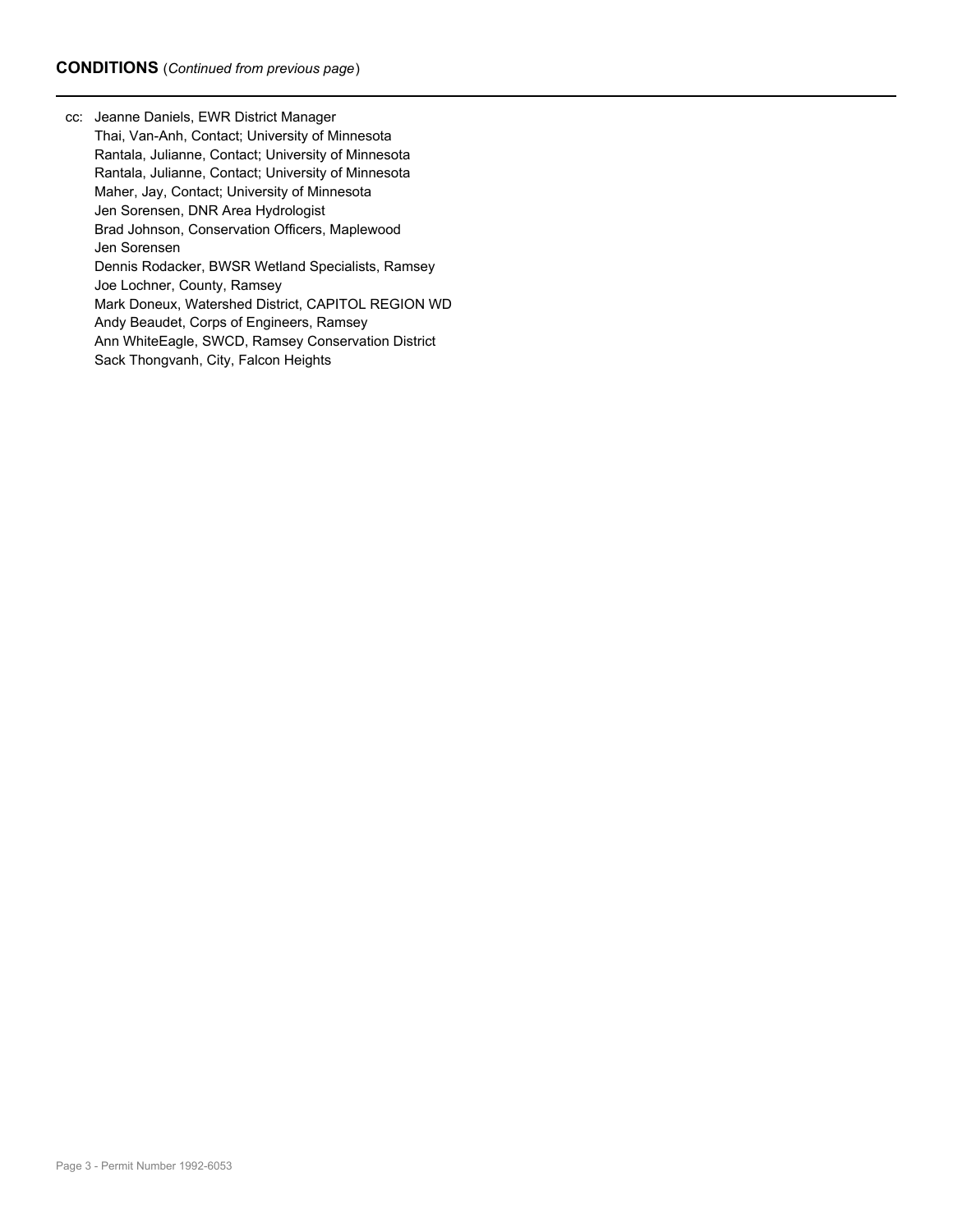**CONDITIONS** (*Continued from previous page*)

cc: Jeanne Daniels, EWR District Manager
Thai, Van-Anh, Contact; University of Minnesota
Rantala, Julianne, Contact; University of Minnesota
Rantala, Julianne, Contact; University of Minnesota
Maher, Jay, Contact; University of Minnesota
Jen Sorensen, DNR Area Hydrologist
Brad Johnson, Conservation Officers, Maplewood
Jen Sorensen
Dennis Rodacker, BWSR Wetland Specialists, Ramsey
Joe Lochner, County, Ramsey
Mark Doneux, Watershed District, CAPITOL REGION WD
Andy Beaudet, Corps of Engineers, Ramsey
Ann WhiteEagle, SWCD, Ramsey Conservation District
Sack Thongvanh, City, Falcon Heights